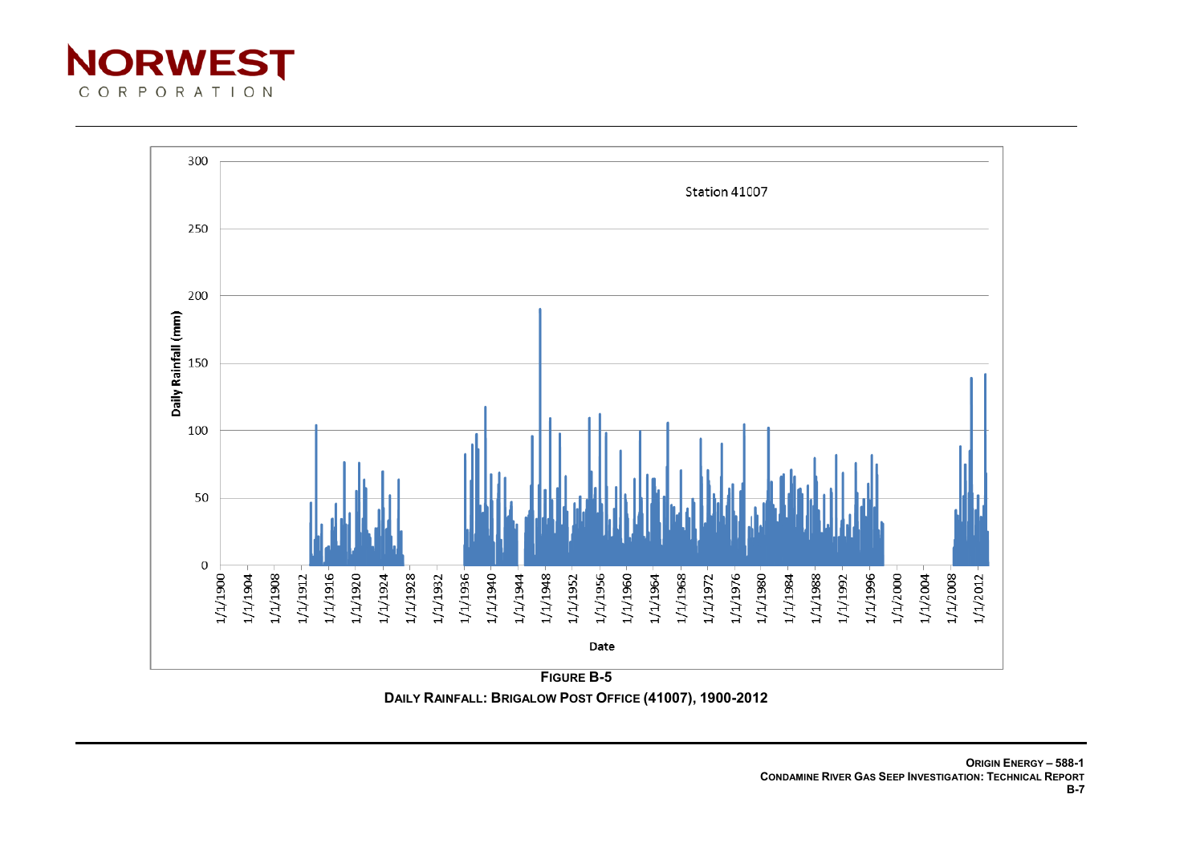**FIGURE B-5**

**DAILY RAINFALL: BRIGALOW POST OFFICE (41007), 1900-2012**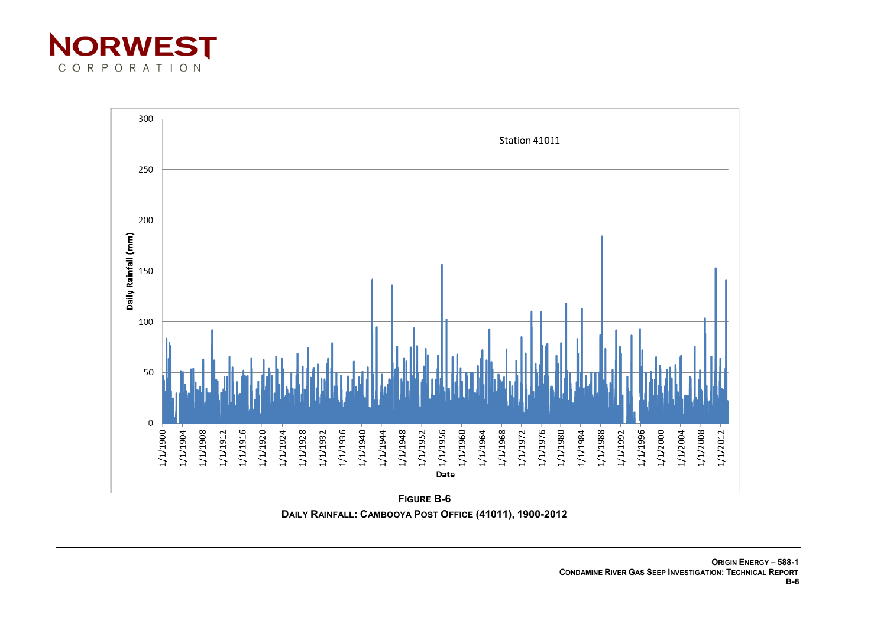**FIGURE B-6**

**DAILY RAINFALL: CAMBOOYA POST OFFICE (41011), 1900-2012**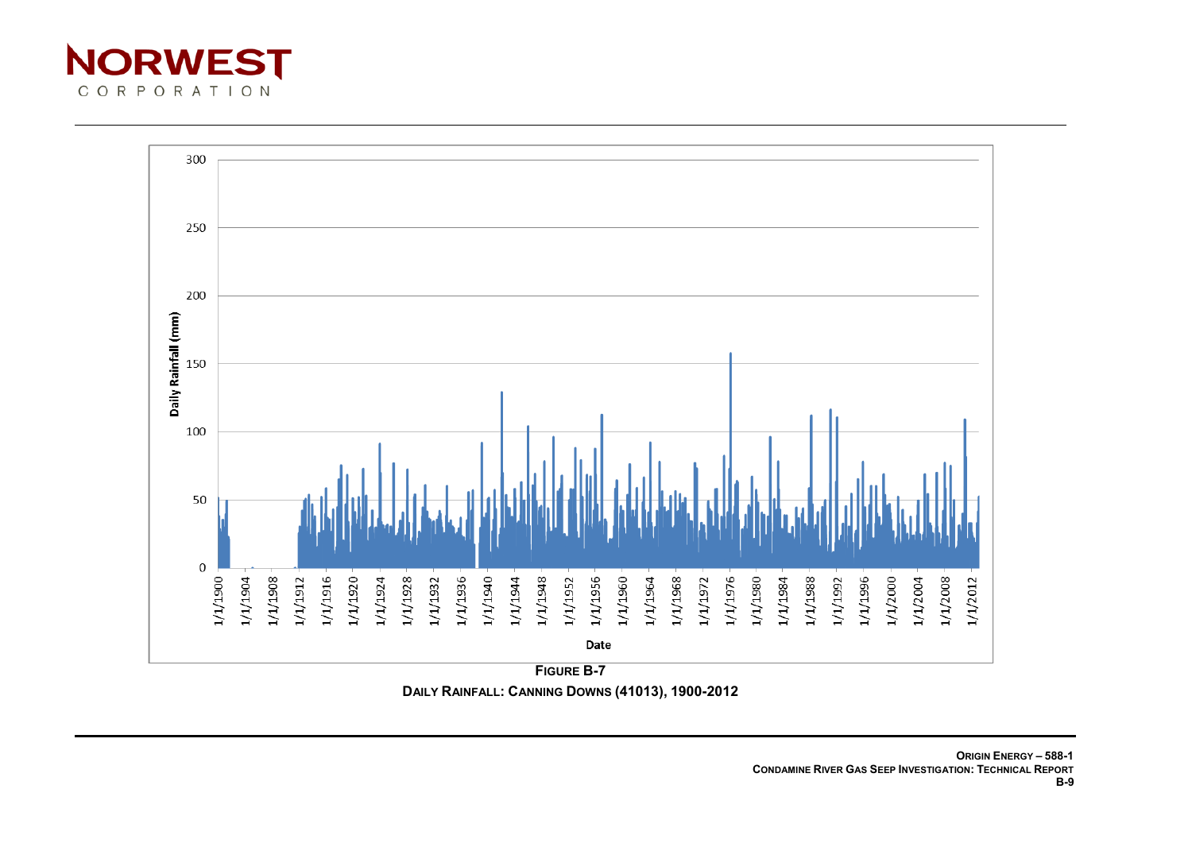**FIGURE B-7**

**DAILY RAINFALL: CANNING DOWNS (41013), 1900-2012**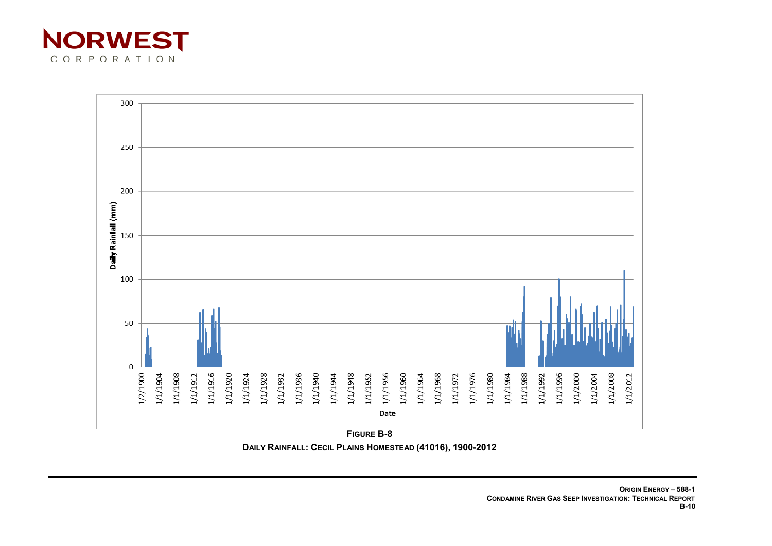**FIGURE B-8**

**DAILY RAINFALL: CECIL PLAINS HOMESTEAD (41016), 1900-2012**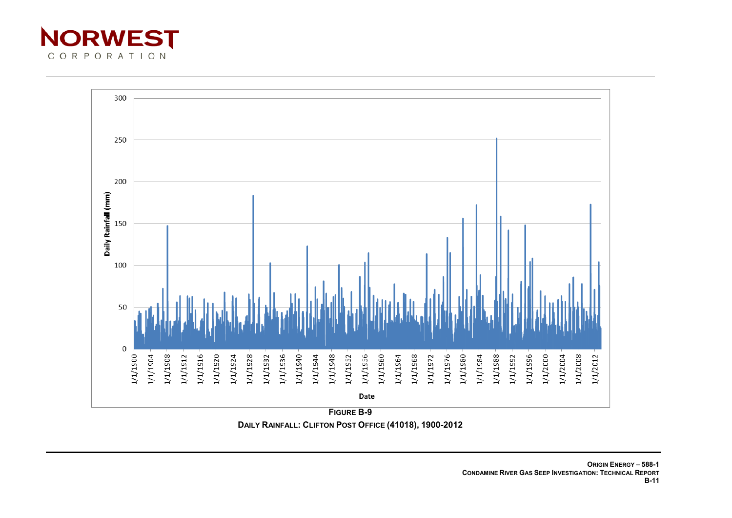FIGURE B-9

DAILY RAINFALL: CLIFTON POST OFFICE (41018), 1900-2012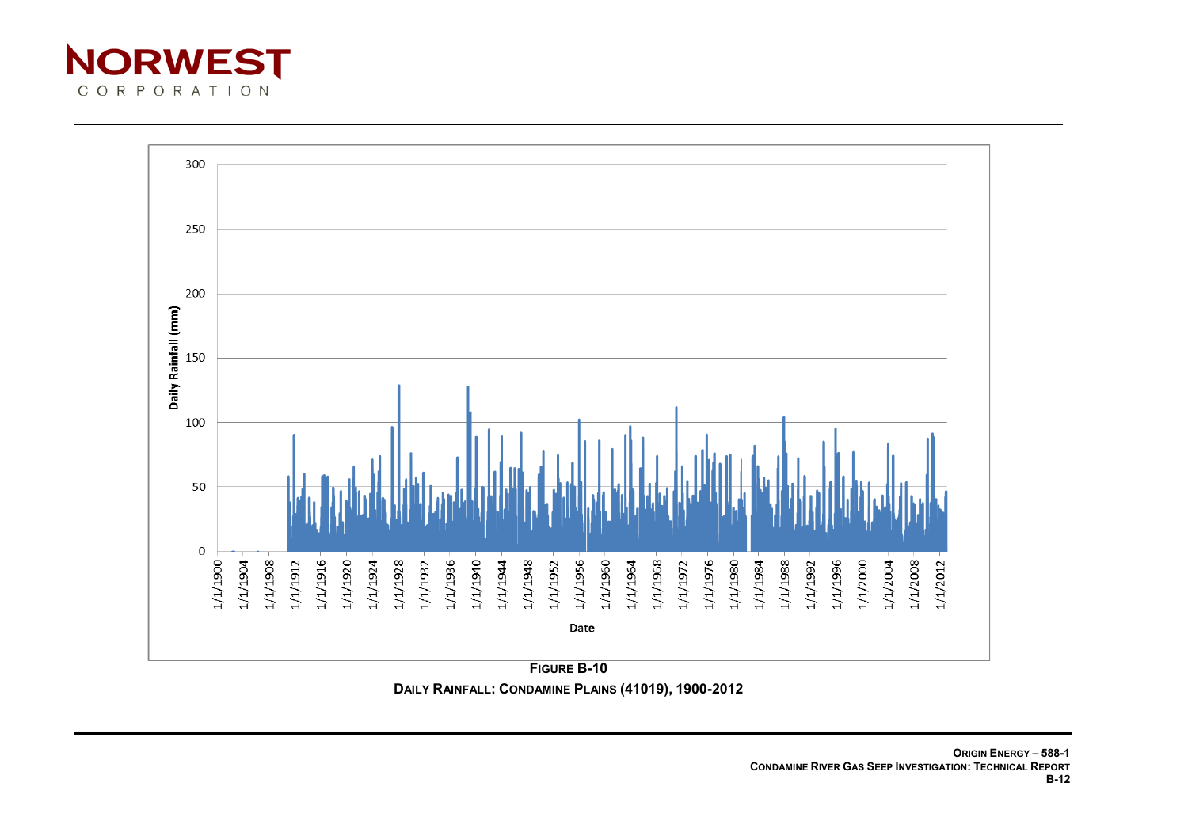**FIGURE B-10**

**DAILY RAINFALL: CONDAMINE PLAINS (41019), 1900-2012**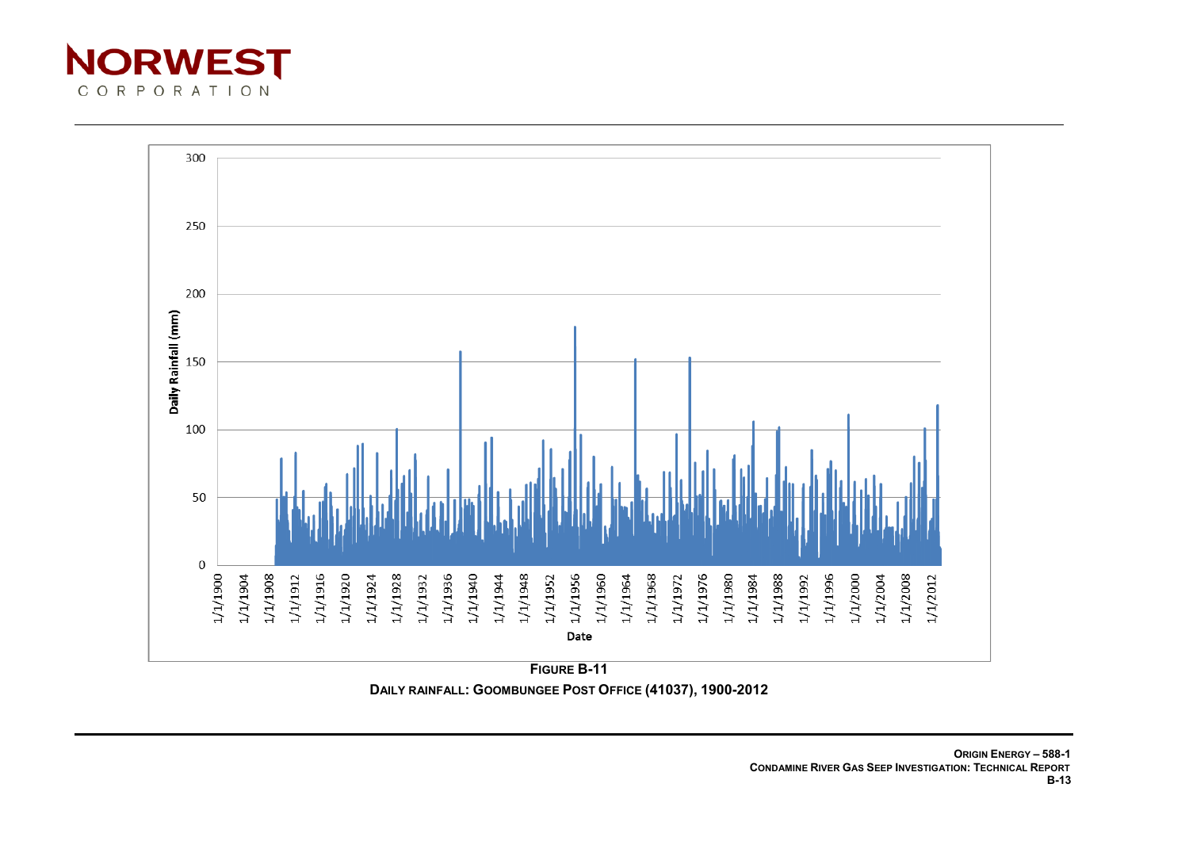**FIGURE B-11**

**DAILY RAINFALL: GOOMBUNGEE POST OFFICE (41037), 1900-2012**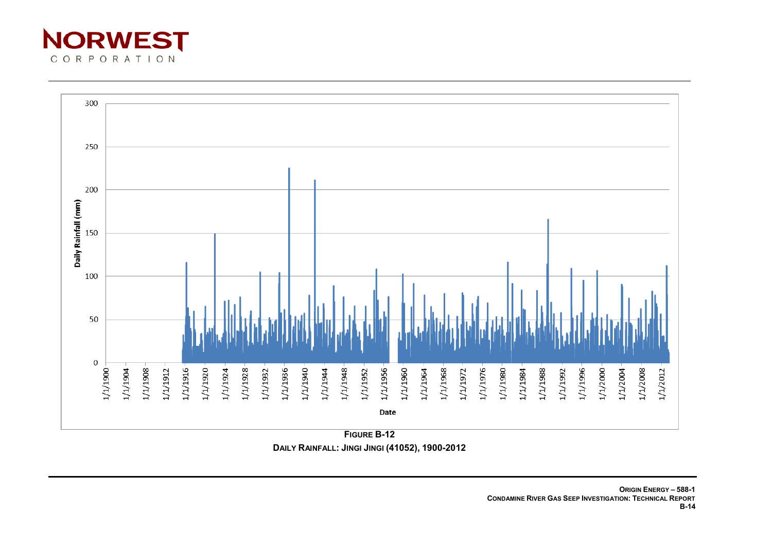**FIGURE B-12**

**DAILY RAINFALL: JINGI JINGI (41052), 1900-2012**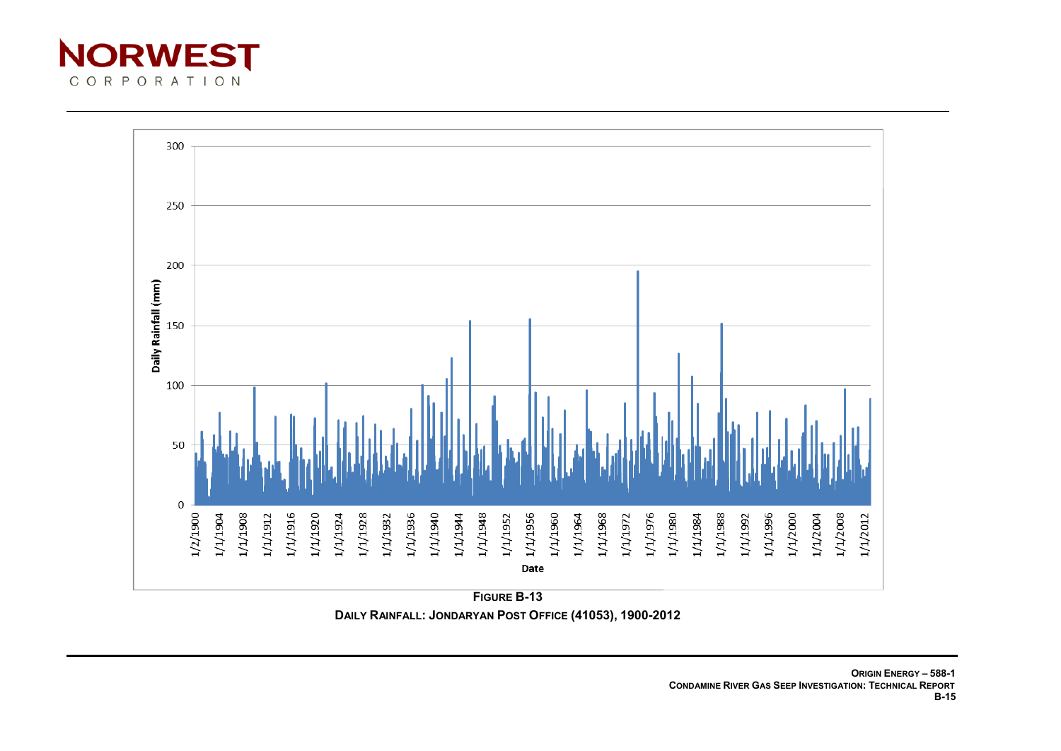**FIGURE B-13**

**DAILY RAINFALL: JONDARYAN POST OFFICE (41053), 1900-2012**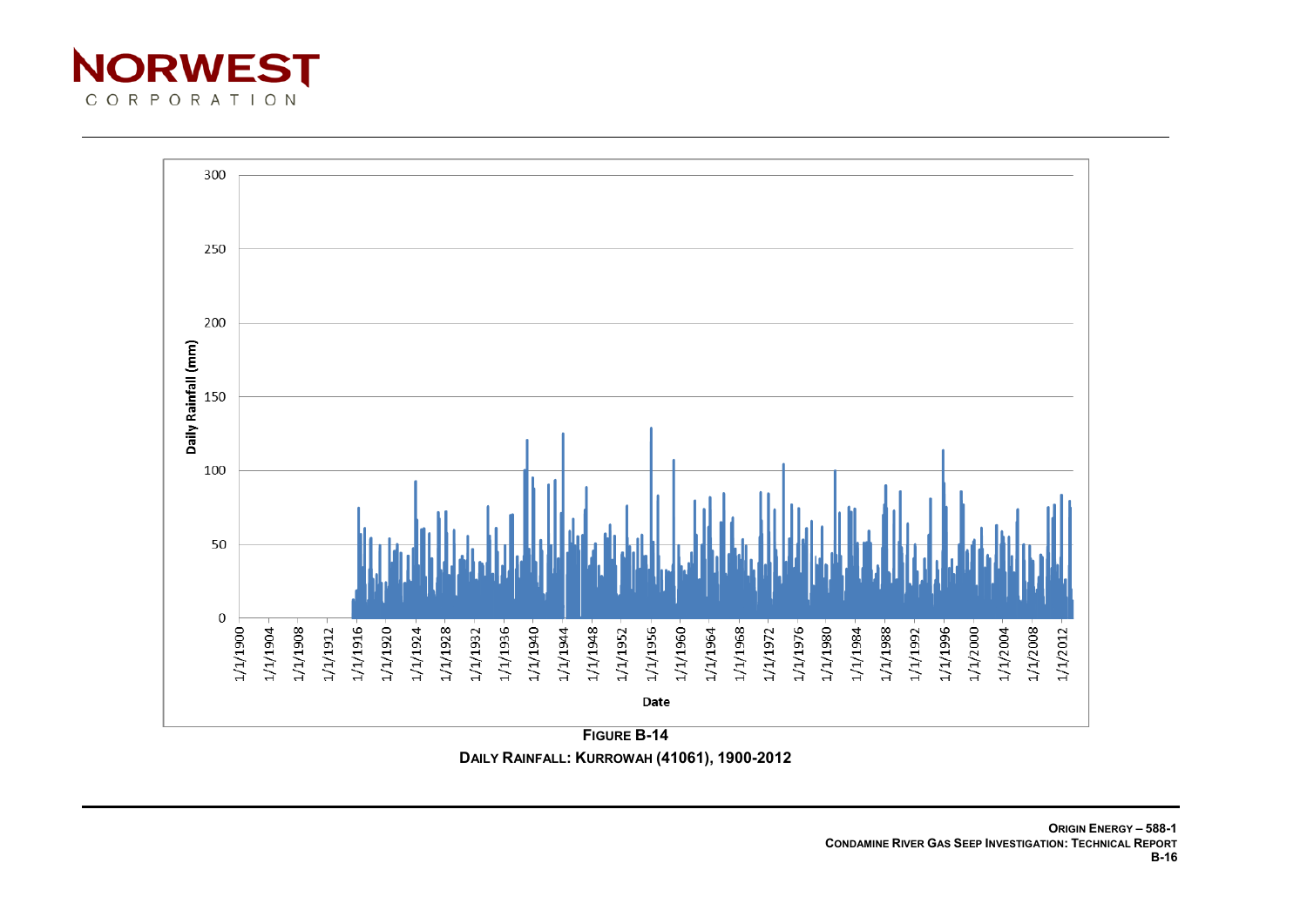**FIGURE B-14**

**DAILY RAINFALL: KURROWAH (41061), 1900-2012**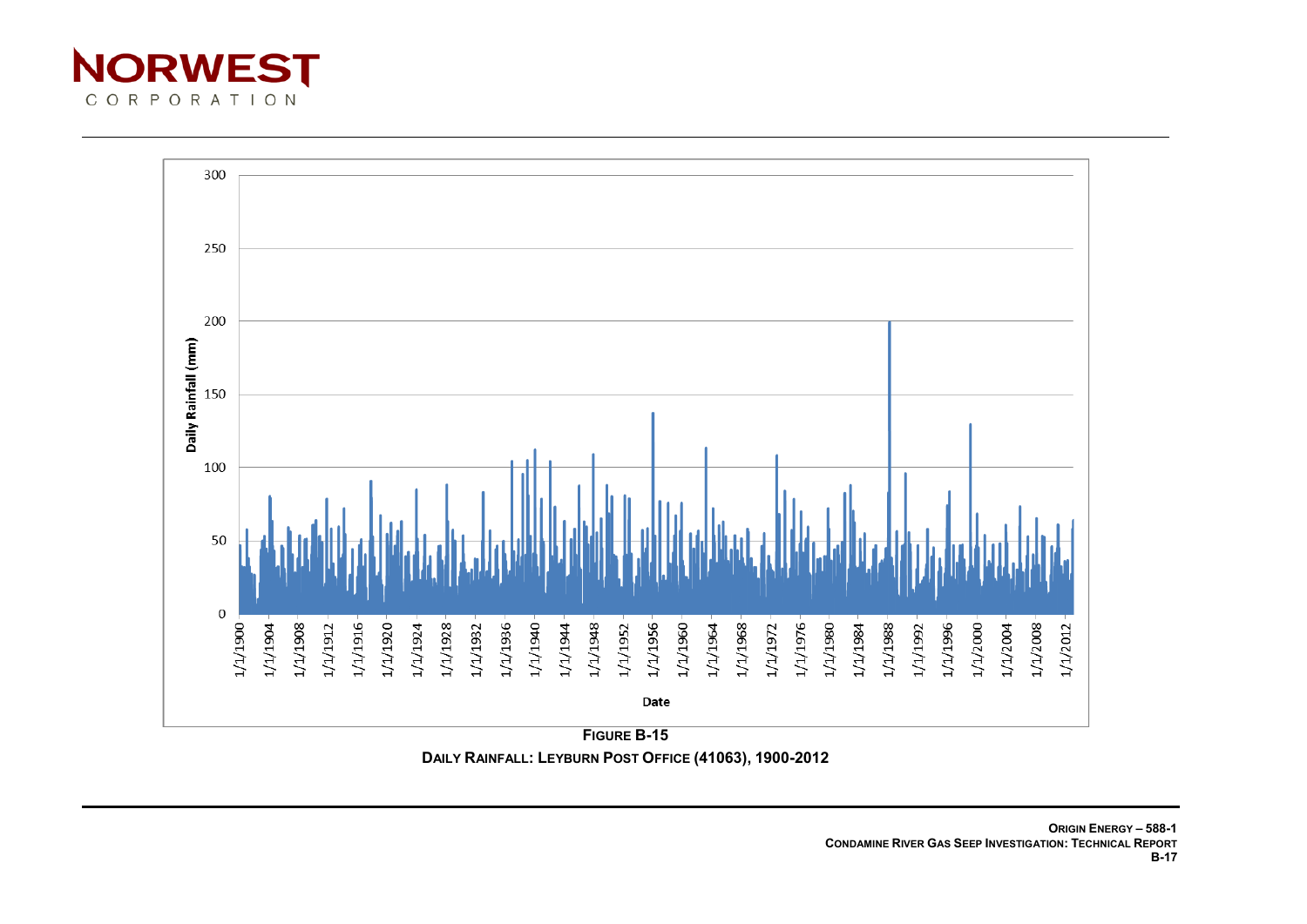**FIGURE B-15**

**DAILY RAINFALL: LEYBURN POST OFFICE (41063), 1900-2012**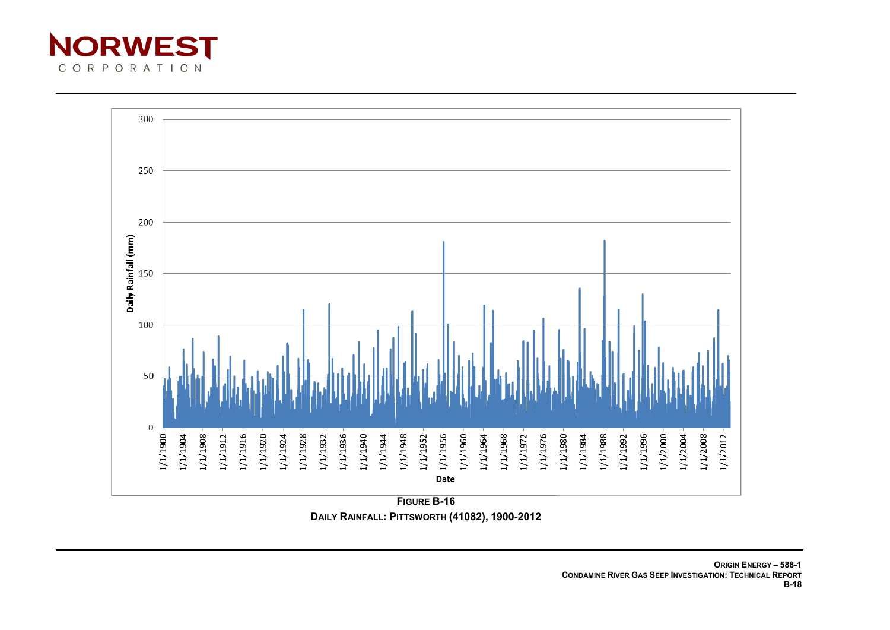**FIGURE B-16**

**DAILY RAINFALL: PITTSWORTH (41082), 1900-2012**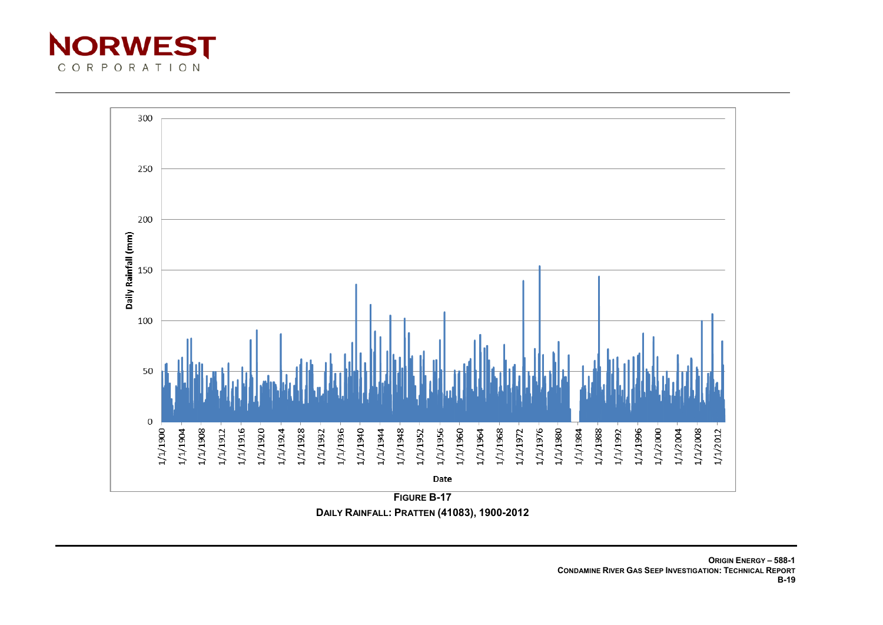**FIGURE B-17**

**DAILY RAINFALL: PRATTEN (41083), 1900-2012**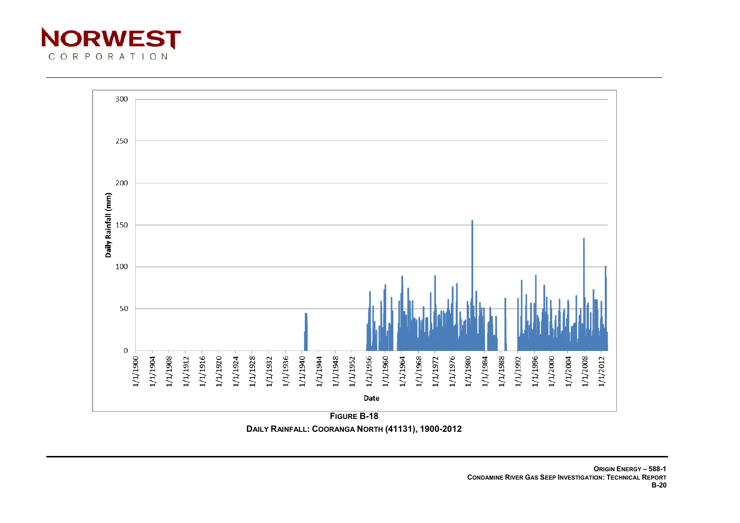**FIGURE B-18**

**DAILY RAINFALL: COORANGA NORTH (41131), 1900-2012**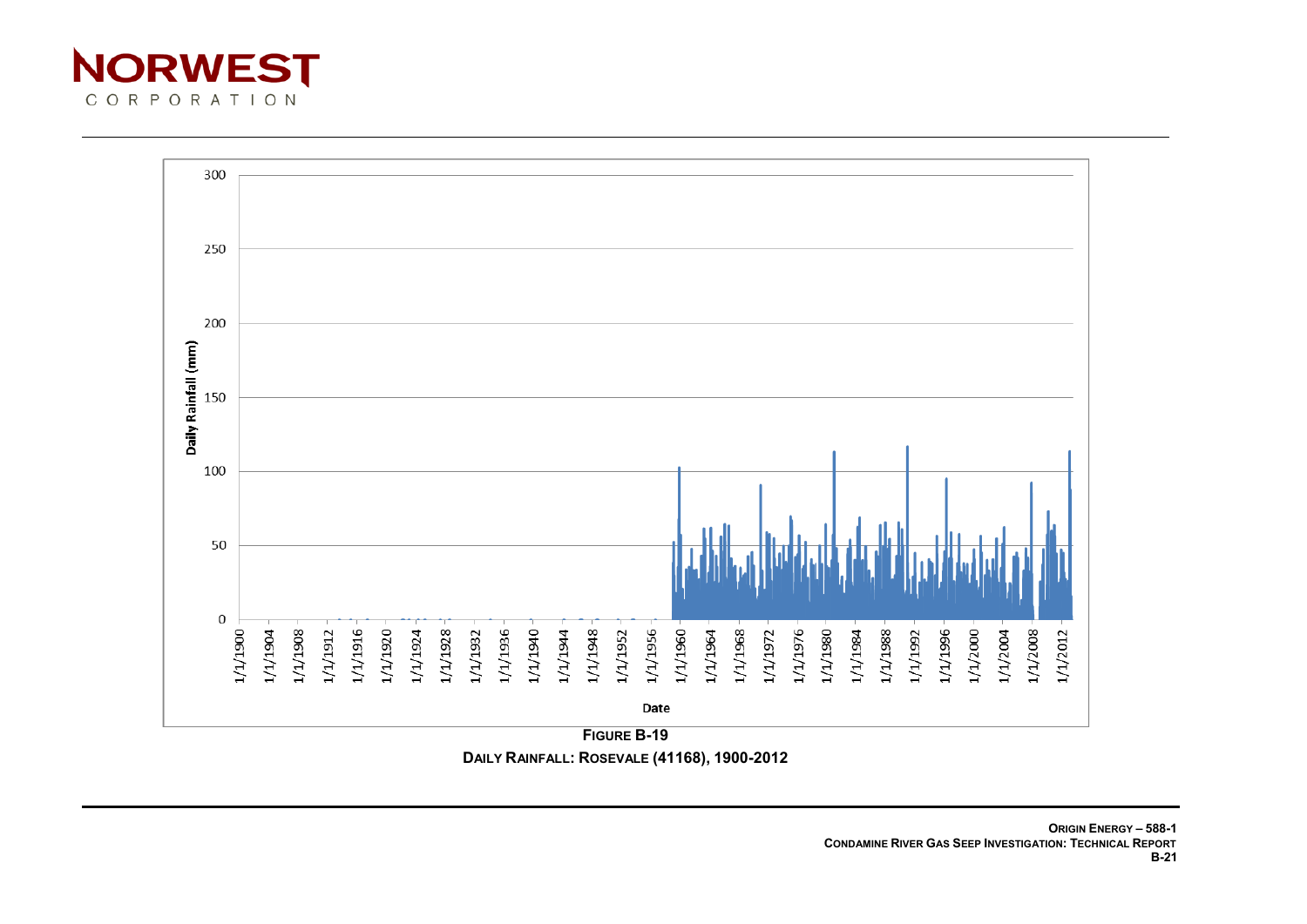FIGURE B-19

DAILY RAINFALL: ROSEVALE (41168), 1900-2012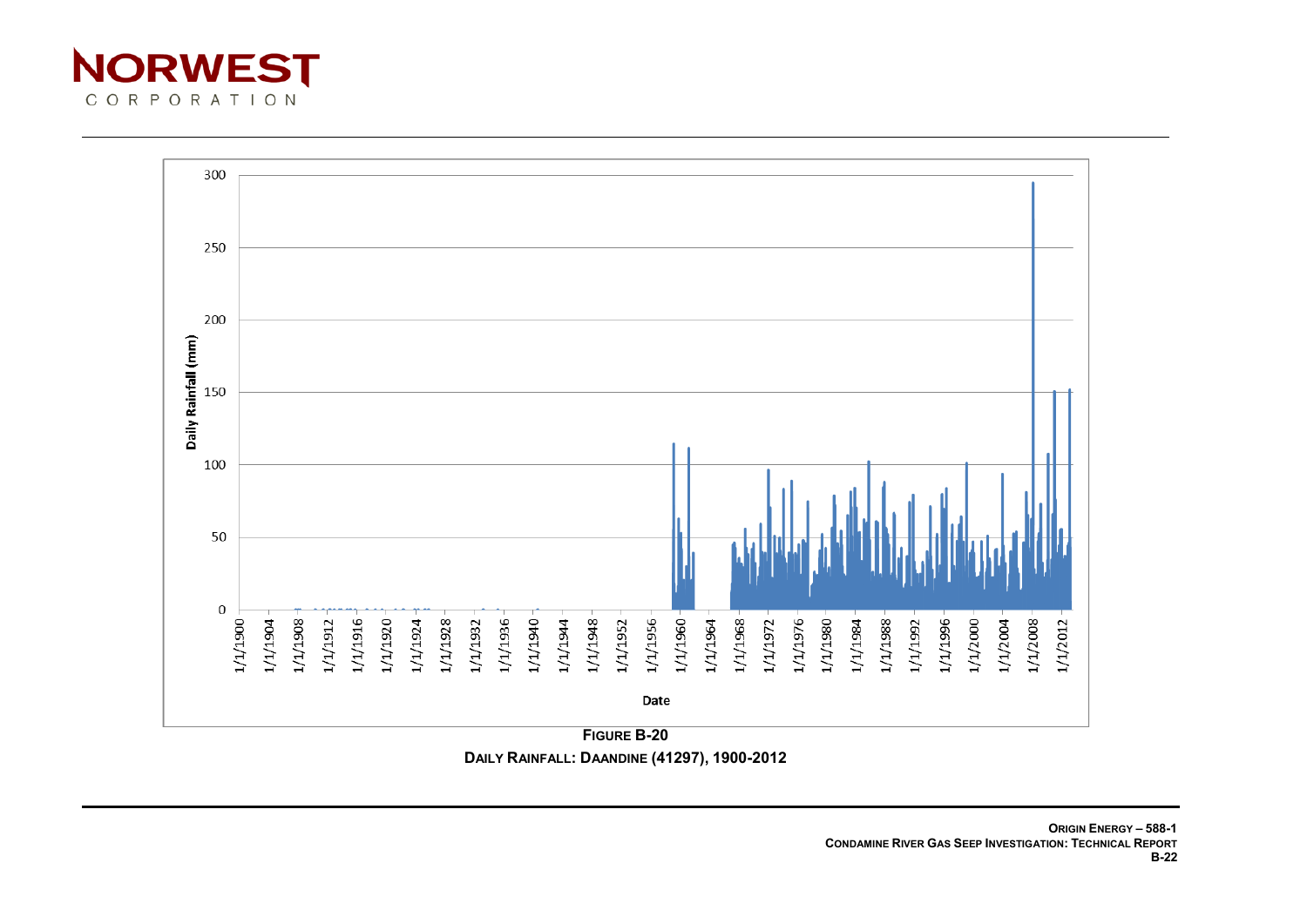**FIGURE B-20**

**DAILY RAINFALL: DAANDINE (41297), 1900-2012**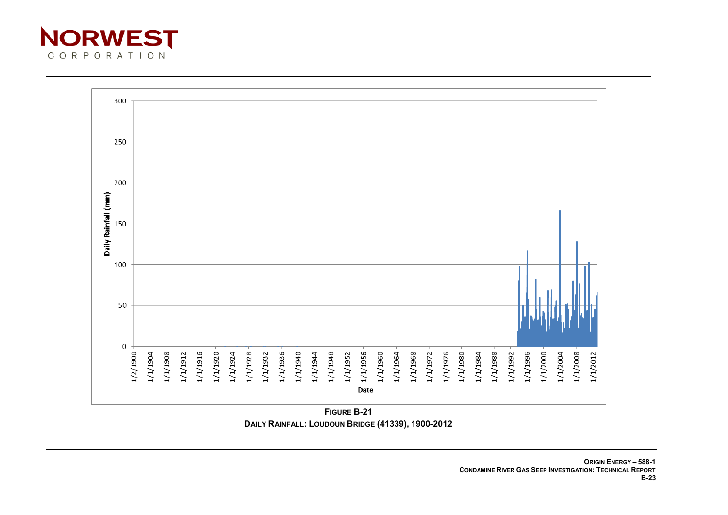300

250

200

150

100

50

0

Daily Rainfall (mm)

1/2/1900
1/1/1904
1/1/1908
1/1/1912
1/1/1916
1/1/1920
1/1/1924
1/1/1928
1/1/1932
1/1/1936
1/1/1940
1/1/1944
1/1/1948
1/1/1952
1/1/1956
1/1/1960
1/1/1964
1/1/1968
1/1/1972
1/1/1976
1/1/1980
1/1/1984
1/1/1988
1/1/1992
1/1/1996
1/1/2000
1/1/2004
1/1/2008
1/1/2012

Date

**FIGURE B-21**

**DAILY RAINFALL: LOUDOUN BRIDGE (41339), 1900-2012**